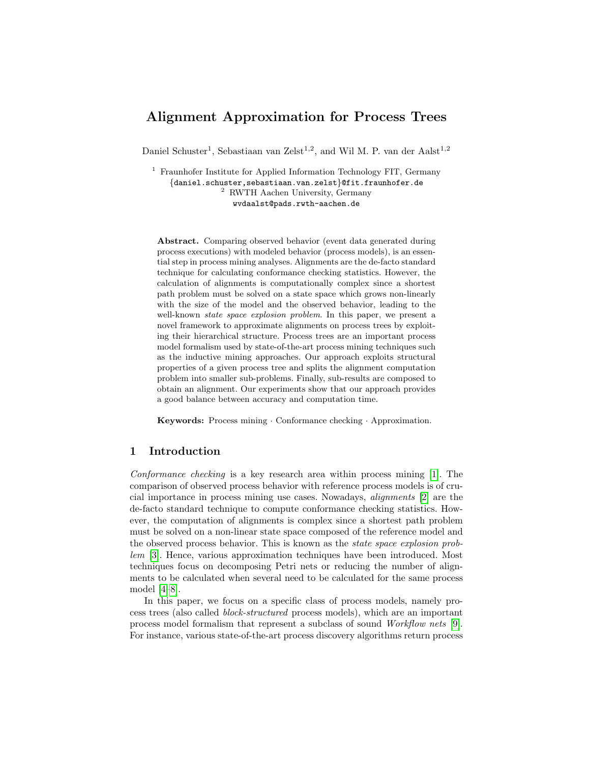# Alignment Approximation for Process Trees

Daniel Schuster[1], Sebastiaan van Zelst[1,2], and Wil M. P. van der Aalst[1,2]

[1] Fraunhofer Institute for Applied Information Technology FIT, Germany
{daniel.schuster,sebastiaan.van.zelst}@fit.fraunhofer.de
[2] RWTH Aachen University, Germany
wvdaalst@pads.rwth-aachen.de

**Abstract.** Comparing observed behavior (event data generated during process executions) with modeled behavior (process models), is an essential step in process mining analyses. Alignments are the de-facto standard technique for calculating conformance checking statistics. However, the calculation of alignments is computationally complex since a shortest path problem must be solved on a state space which grows non-linearly with the size of the model and the observed behavior, leading to the well-known *state space explosion problem*. In this paper, we present a novel framework to approximate alignments on process trees by exploiting their hierarchical structure. Process trees are an important process model formalism used by state-of-the-art process mining techniques such as the inductive mining approaches. Our approach exploits structural properties of a given process tree and splits the alignment computation problem into smaller sub-problems. Finally, sub-results are composed to obtain an alignment. Our experiments show that our approach provides a good balance between accuracy and computation time.

**Keywords:** Process mining · Conformance checking · Approximation.

## 1 Introduction

*Conformance checking* is a key research area within process mining [1]. The comparison of observed process behavior with reference process models is of crucial importance in process mining use cases. Nowadays, *alignments* [2] are the de-facto standard technique to compute conformance checking statistics. However, the computation of alignments is complex since a shortest path problem must be solved on a non-linear state space composed of the reference model and the observed process behavior. This is known as the *state space explosion problem* [3]. Hence, various approximation techniques have been introduced. Most techniques focus on decomposing Petri nets or reducing the number of alignments to be calculated when several need to be calculated for the same process model [4–8].

In this paper, we focus on a specific class of process models, namely process trees (also called *block-structured* process models), which are an important process model formalism that represent a subclass of sound *Workflow nets* [9]. For instance, various state-of-the-art process discovery algorithms return process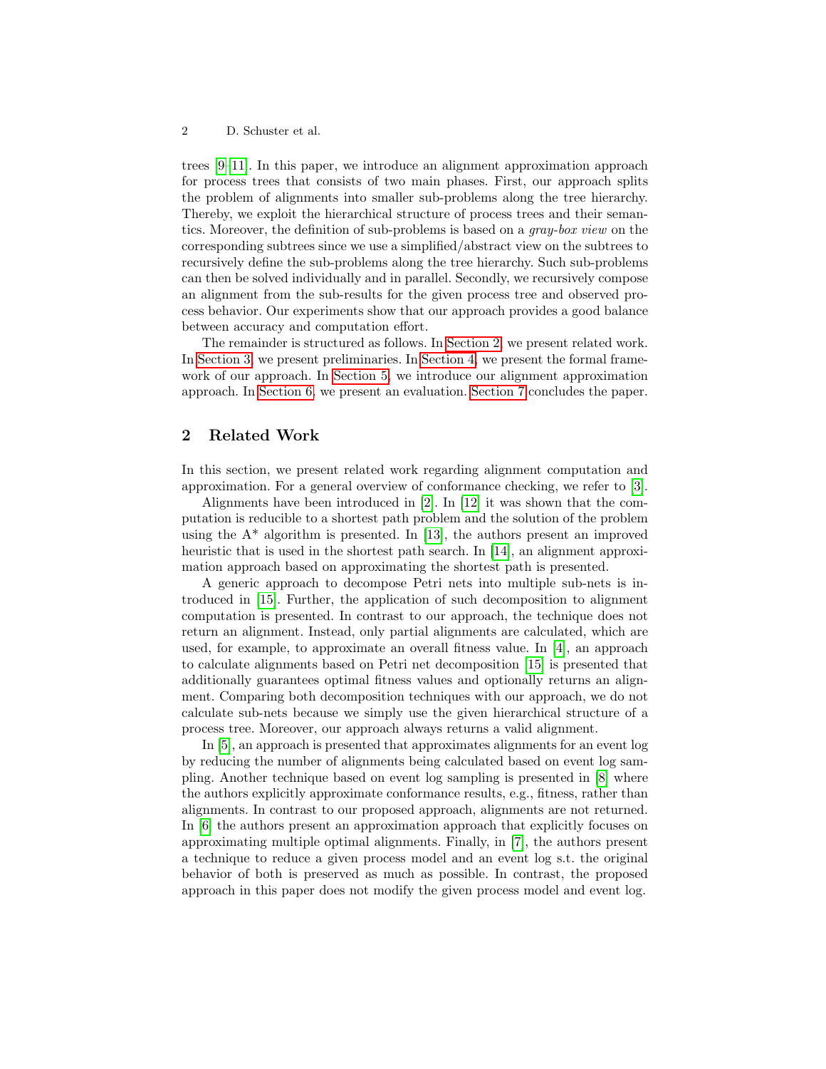trees [9–11]. In this paper, we introduce an alignment approximation approach for process trees that consists of two main phases. First, our approach splits the problem of alignments into smaller sub-problems along the tree hierarchy. Thereby, we exploit the hierarchical structure of process trees and their semantics. Moreover, the definition of sub-problems is based on a *gray-box view* on the corresponding subtrees since we use a simplified/abstract view on the subtrees to recursively define the sub-problems along the tree hierarchy. Such sub-problems can then be solved individually and in parallel. Secondly, we recursively compose an alignment from the sub-results for the given process tree and observed process behavior. Our experiments show that our approach provides a good balance between accuracy and computation effort.

The remainder is structured as follows. In Section 2, we present related work. In Section 3, we present preliminaries. In Section 4, we present the formal framework of our approach. In Section 5, we introduce our alignment approximation approach. In Section 6, we present an evaluation. Section 7 concludes the paper.

## 2 Related Work

In this section, we present related work regarding alignment computation and approximation. For a general overview of conformance checking, we refer to [3].

Alignments have been introduced in [2]. In [12] it was shown that the computation is reducible to a shortest path problem and the solution of the problem using the A* algorithm is presented. In [13], the authors present an improved heuristic that is used in the shortest path search. In [14], an alignment approximation approach based on approximating the shortest path is presented.

A generic approach to decompose Petri nets into multiple sub-nets is introduced in [15]. Further, the application of such decomposition to alignment computation is presented. In contrast to our approach, the technique does not return an alignment. Instead, only partial alignments are calculated, which are used, for example, to approximate an overall fitness value. In [4], an approach to calculate alignments based on Petri net decomposition [15] is presented that additionally guarantees optimal fitness values and optionally returns an alignment. Comparing both decomposition techniques with our approach, we do not calculate sub-nets because we simply use the given hierarchical structure of a process tree. Moreover, our approach always returns a valid alignment.

In [5], an approach is presented that approximates alignments for an event log by reducing the number of alignments being calculated based on event log sampling. Another technique based on event log sampling is presented in [8] where the authors explicitly approximate conformance results, e.g., fitness, rather than alignments. In contrast to our proposed approach, alignments are not returned. In [6] the authors present an approximation approach that explicitly focuses on approximating multiple optimal alignments. Finally, in [7], the authors present a technique to reduce a given process model and an event log s.t. the original behavior of both is preserved as much as possible. In contrast, the proposed approach in this paper does not modify the given process model and event log.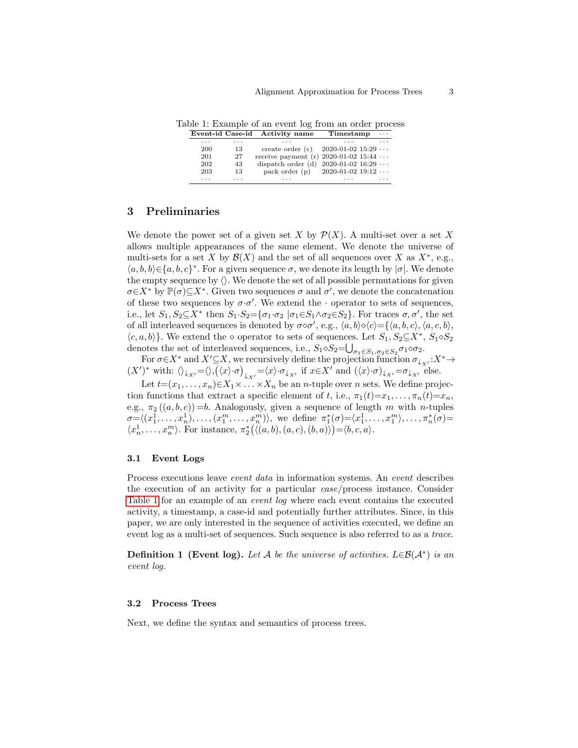Table 1: Example of an event log from an order process

| Event-id | Case-id | Activity name | Timestamp | ··· |
|---|---|---|---|---|
| ··· | ··· | ··· | ··· | ··· |
| 200 | 13 | create order (c) | 2020-01-02 15:29 | ··· |
| 201 | 27 | receive payment (r) | 2020-01-02 15:44 | ··· |
| 202 | 43 | dispatch order (d) | 2020-01-02 16:29 | ··· |
| 203 | 13 | pack order (p) | 2020-01-02 19:12 | ··· |
| ··· | ··· | ··· | ··· | ··· |

## 3 Preliminaries

We denote the power set of a given set $X$ by $\mathcal{P}(X)$. A multi-set over a set $X$ allows multiple appearances of the same element. We denote the universe of multi-sets for a set $X$ by $\mathcal{B}(X)$ and the set of all sequences over $X$ as $X^*$, e.g., $\langle a,b,b\rangle \in \{a,b,c\}^*$. For a given sequence $\sigma$, we denote its length by $|\sigma|$. We denote the empty sequence by $\langle\rangle$. We denote the set of all possible permutations for given $\sigma \in X^*$ by $\mathbb{P}(\sigma) \subseteq X^*$. Given two sequences $\sigma$ and $\sigma'$, we denote the concatenation of these two sequences by $\sigma \cdot \sigma'$. We extend the $\cdot$ operator to sets of sequences, i.e., let $S_1, S_2 \subseteq X^*$ then $S_1 \cdot S_2 = \{\sigma_1 \cdot \sigma_2 \mid \sigma_1 \in S_1 \wedge \sigma_2 \in S_2\}$. For traces $\sigma, \sigma'$, the set of all interleaved sequences is denoted by $\sigma \diamond \sigma'$, e.g., $\langle a,b\rangle \diamond \langle c\rangle = \{\langle a,b,c\rangle, \langle a,c,b\rangle, \langle c,a,b\rangle\}$. We extend the $\diamond$ operator to sets of sequences. Let $S_1, S_2 \subseteq X^*$, $S_1 \diamond S_2$ denotes the set of interleaved sequences, i.e., $S_1 \diamond S_2 = \bigcup_{\sigma_1 \in S_1, \sigma_2 \in S_2} \sigma_1 \diamond \sigma_2$.

For $\sigma \in X^*$ and $X' \subseteq X$, we recursively define the projection function $\sigma_{\downarrow_{X'}}: X^* \to (X')^*$ with: $\langle\rangle_{\downarrow_{X'}} = \langle\rangle$, $\left(\langle x\rangle \cdot \sigma\right)_{\downarrow_{X'}} = \langle x\rangle \cdot \sigma_{\downarrow_{X'}}$ if $x \in X'$ and $(\langle x\rangle \cdot \sigma)_{\downarrow_{X'}} = \sigma_{\downarrow_{X'}}$ else.

Let $t = (x_1, \ldots, x_n) \in X_1 \times \ldots \times X_n$ be an $n$-tuple over $n$ sets. We define projection functions that extract a specific element of $t$, i.e., $\pi_1(t) = x_1, \ldots, \pi_n(t) = x_n$, e.g., $\pi_2\left((a,b,c)\right) = b$. Analogously, given a sequence of length $m$ with $n$-tuples $\sigma = \langle (x_1^1, \ldots, x_n^1), \ldots, (x_1^m, \ldots, x_n^m)\rangle$, we define $\pi_1^*(\sigma) = \langle x_1^1, \ldots, x_1^m\rangle, \ldots, \pi_n^*(\sigma) = \langle x_n^1, \ldots, x_n^m\rangle$. For instance, $\pi_2^*\left(\langle (a,b), (a,c), (b,a)\rangle\right) = \langle b, c, a\rangle$.

### 3.1 Event Logs

Process executions leave *event data* in information systems. An *event* describes the execution of an activity for a particular *case*/process instance. Consider Table 1 for an example of an *event log* where each event contains the executed activity, a timestamp, a case-id and potentially further attributes. Since, in this paper, we are only interested in the sequence of activities executed, we define an event log as a multi-set of sequences. Such sequence is also referred to as a *trace*.

**Definition 1 (Event log).** *Let $\mathcal{A}$ be the universe of activities. $L \in \mathcal{B}(\mathcal{A}^*)$ is an event log.*

### 3.2 Process Trees

Next, we define the syntax and semantics of process trees.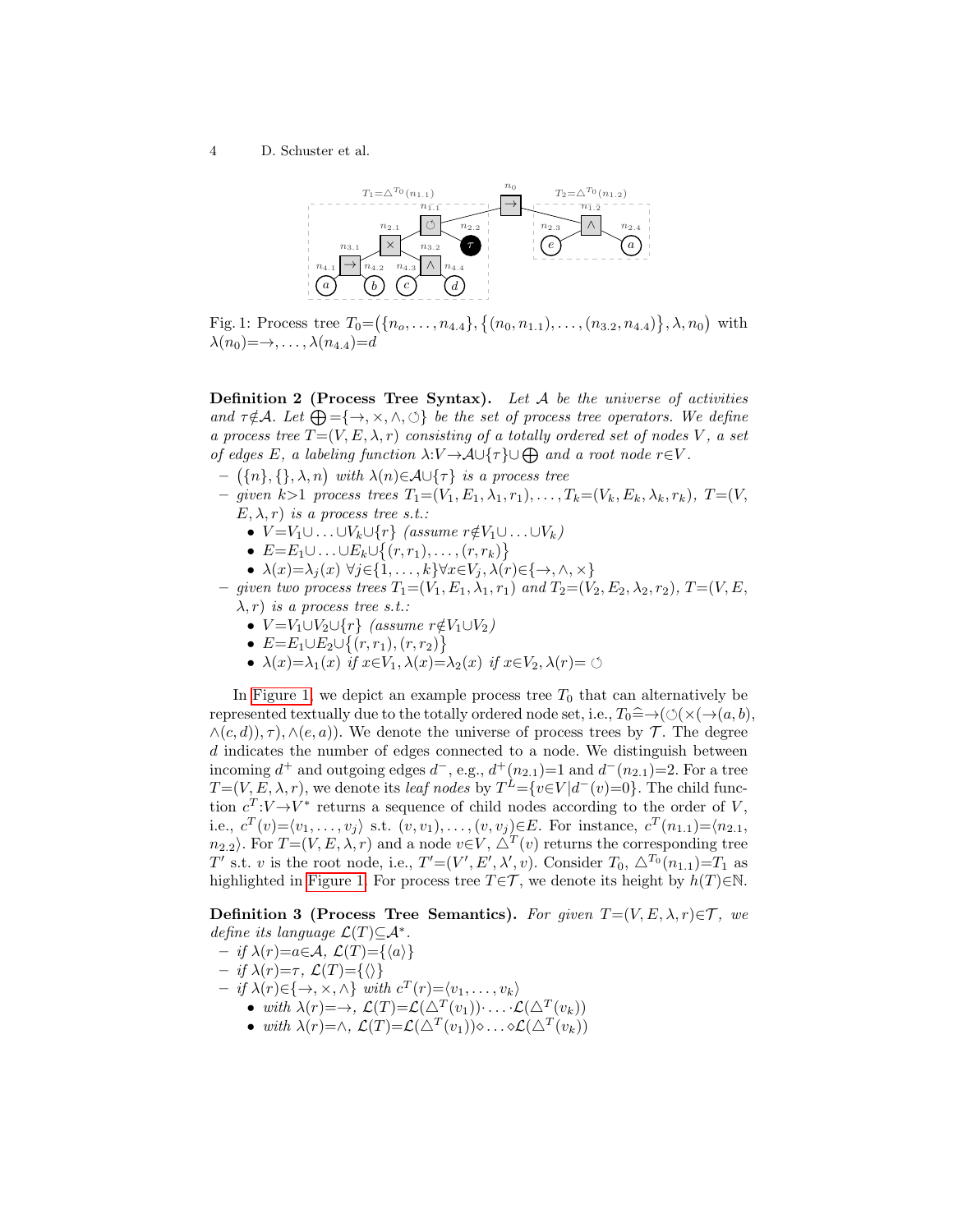Fig. 1: Process tree $T_0 = (\{n_o, \dots, n_{4.4}\}, \{(n_0, n_{1.1}), \dots, (n_{3.2}, n_{4.4})\}, \lambda, n_0)$ with $\lambda(n_0) = \rightarrow, \dots, \lambda(n_{4.4}) = d$

**Definition 2 (Process Tree Syntax).** *Let $\mathcal{A}$ be the universe of activities and $\tau \notin \mathcal{A}$. Let $\bigoplus = \{\rightarrow, \times, \wedge, \circlearrowleft\}$ be the set of process tree operators. We define a process tree $T = (V, E, \lambda, r)$ consisting of a totally ordered set of nodes $V$, a set of edges $E$, a labeling function $\lambda: V \rightarrow \mathcal{A} \cup \{\tau\} \cup \bigoplus$ and a root node $r \in V$.*

- *$(\{n\}, \{\}, \lambda, n)$ with $\lambda(n) \in \mathcal{A} \cup \{\tau\}$ is a process tree*
- *given $k > 1$ process trees $T_1 = (V_1, E_1, \lambda_1, r_1), \dots, T_k = (V_k, E_k, \lambda_k, r_k)$, $T = (V, E, \lambda, r)$ is a process tree s.t.:*
  - *$V = V_1 \cup \dots \cup V_k \cup \{r\}$ (assume $r \notin V_1 \cup \dots \cup V_k$)*
  - *$E = E_1 \cup \dots \cup E_k \cup \{(r, r_1), \dots, (r, r_k)\}$*
  - *$\lambda(x) = \lambda_j(x)$ $\forall j \in \{1, \dots, k\} \forall x \in V_j$, $\lambda(r) \in \{\rightarrow, \wedge, \times\}$*
- *given two process trees $T_1 = (V_1, E_1, \lambda_1, r_1)$ and $T_2 = (V_2, E_2, \lambda_2, r_2)$, $T = (V, E, \lambda, r)$ is a process tree s.t.:*
  - *$V = V_1 \cup V_2 \cup \{r\}$ (assume $r \notin V_1 \cup V_2$)*
  - *$E = E_1 \cup E_2 \cup \{(r, r_1), (r, r_2)\}$*
  - *$\lambda(x) = \lambda_1(x)$ if $x \in V_1$, $\lambda(x) = \lambda_2(x)$ if $x \in V_2$, $\lambda(r) = \circlearrowleft$*

In Figure 1, we depict an example process tree $T_0$ that can alternatively be represented textually due to the totally ordered node set, i.e., $T_0 \widehat{=} \rightarrow(\circlearrowleft(\times(\rightarrow(a, b), \wedge(c, d)), \tau), \wedge(e, a))$. We denote the universe of process trees by $\mathcal{T}$. The degree $d$ indicates the number of edges connected to a node. We distinguish between incoming $d^+$ and outgoing edges $d^-$, e.g., $d^+(n_{2.1}) = 1$ and $d^-(n_{2.1}) = 2$. For a tree $T = (V, E, \lambda, r)$, we denote its *leaf nodes* by $T^L = \{v \in V \mid d^-(v) = 0\}$. The child function $c^T: V \rightarrow V^*$ returns a sequence of child nodes according to the order of $V$, i.e., $c^T(v) = \langle v_1, \dots, v_j \rangle$ s.t. $(v, v_1), \dots, (v, v_j) \in E$. For instance, $c^T(n_{1.1}) = \langle n_{2.1}, n_{2.2} \rangle$. For $T = (V, E, \lambda, r)$ and a node $v \in V$, $\triangle^T(v)$ returns the corresponding tree $T'$ s.t. $v$ is the root node, i.e., $T' = (V', E', \lambda', v)$. Consider $T_0$, $\triangle^{T_0}(n_{1.1}) = T_1$ as highlighted in Figure 1. For process tree $T \in \mathcal{T}$, we denote its height by $h(T) \in \mathbb{N}$.

**Definition 3 (Process Tree Semantics).** *For given $T = (V, E, \lambda, r) \in \mathcal{T}$, we define its language $\mathcal{L}(T) \subseteq \mathcal{A}^*$.*

- *if $\lambda(r) = a \in \mathcal{A}$, $\mathcal{L}(T) = \{\langle a \rangle\}$*
- *if $\lambda(r) = \tau$, $\mathcal{L}(T) = \{\langle\rangle\}$*
- *if $\lambda(r) \in \{\rightarrow, \times, \wedge\}$ with $c^T(r) = \langle v_1, \dots, v_k \rangle$*
  - *with $\lambda(r) = \rightarrow$, $\mathcal{L}(T) = \mathcal{L}(\triangle^T(v_1)) \cdot \ldots \cdot \mathcal{L}(\triangle^T(v_k))$*
  - *with $\lambda(r) = \wedge$, $\mathcal{L}(T) = \mathcal{L}(\triangle^T(v_1)) \diamond \ldots \diamond \mathcal{L}(\triangle^T(v_k))$*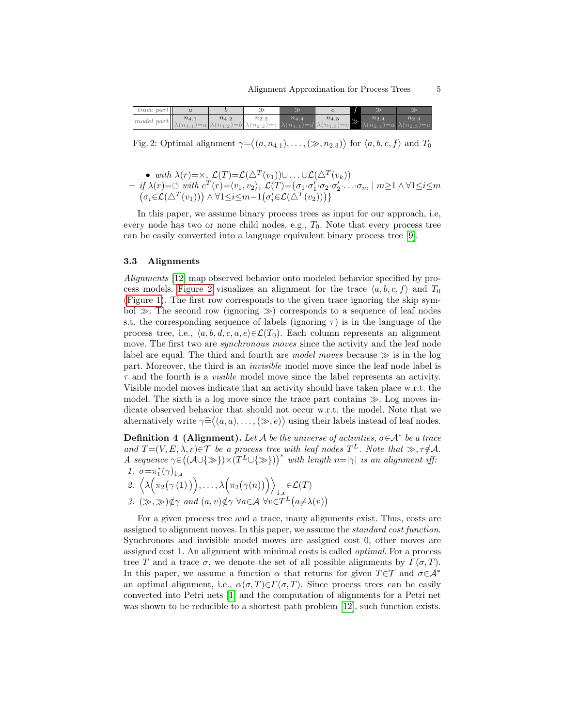| *trace part* | $a$ | $b$ | $\gg$ | $\gg$ | $c$ | $f$ | $\gg$ | $\gg$ |
|---|---|---|---|---|---|---|---|---|
| *model part* | $n_{4.1}$ $\lambda(n_{4.1})=a$ | $n_{4.2}$ $\lambda(n_{4.2})=b$ | $n_{2.2}$ $\lambda(n_{2.2})=\tau$ | $n_{4.4}$ $\lambda(n_{4.4})=d$ | $n_{4.3}$ $\lambda(n_{4.3})=c$ | $\gg$ | $n_{2.4}$ $\lambda(n_{2.4})=a$ | $n_{2.3}$ $\lambda(n_{2.3})=e$ |

Fig. 2: Optimal alignment $\gamma=\langle(a, n_{4.1}), \ldots, (\gg, n_{2.3})\rangle$ for $\langle a, b, c, f\rangle$ and $T_0$

- *with* $\lambda(r)=\times$, $\mathcal{L}(T)=\mathcal{L}(\triangle^T(v_1))\cup\ldots\cup\mathcal{L}(\triangle^T(v_k))$

– *if* $\lambda(r)=\circlearrowleft$ *with* $c^T(r)=\langle v_1, v_2\rangle$, $\mathcal{L}(T)=\{\sigma_1\cdot\sigma_1'\cdot\sigma_2\cdot\sigma_2'\cdot\ldots\cdot\sigma_m \mid m\geq 1 \wedge \forall 1\leq i\leq m \big(\sigma_i\in\mathcal{L}(\triangle^T(v_1))\big) \wedge \forall 1\leq i\leq m-1\big(\sigma_i'\in\mathcal{L}(\triangle^T(v_2))\big)\}$

In this paper, we assume binary process trees as input for our approach, i.e, every node has two or none child nodes, e.g., $T_0$. Note that every process tree can be easily converted into a language equivalent binary process tree [9].

### 3.3 Alignments

*Alignments* [12] map observed behavior onto modeled behavior specified by process models. Figure 2 visualizes an alignment for the trace $\langle a, b, c, f\rangle$ and $T_0$ (Figure 1). The first row corresponds to the given trace ignoring the skip symbol $\gg$. The second row (ignoring $\gg$) corresponds to a sequence of leaf nodes s.t. the corresponding sequence of labels (ignoring $\tau$) is in the language of the process tree, i.e., $\langle a, b, d, c, a, e\rangle\in\mathcal{L}(T_0)$. Each column represents an alignment move. The first two are *synchronous moves* since the activity and the leaf node label are equal. The third and fourth are *model moves* because $\gg$ is in the log part. Moreover, the third is an *invisible* model move since the leaf node label is $\tau$ and the fourth is a *visible* model move since the label represents an activity. Visible model moves indicate that an activity should have taken place w.r.t. the model. The sixth is a log move since the trace part contains $\gg$. Log moves indicate observed behavior that should not occur w.r.t. the model. Note that we alternatively write $\gamma\widehat{=}\langle(a, a), \ldots, (\gg, e)\rangle$ using their labels instead of leaf nodes.

**Definition 4 (Alignment).** *Let $\mathcal{A}$ be the universe of activities, $\sigma\in\mathcal{A}^*$ be a trace and $T=(V, E, \lambda, r)\in\mathcal{T}$ be a process tree with leaf nodes $T^L$. Note that $\gg, \tau\notin\mathcal{A}$. A sequence $\gamma\in\big((\mathcal{A}\cup\{\gg\})\times(T^L\cup\{\gg\})\big)^*$ with length $n=|\gamma|$ is an alignment iff:*
1. $\sigma=\pi_1^*(\gamma)_{\downarrow\mathcal{A}}$
2. $\Big\langle\lambda\Big(\pi_2\big(\gamma(1)\big)\Big), \ldots, \lambda\Big(\pi_2\big(\gamma(n)\big)\Big)\Big\rangle_{\downarrow\mathcal{A}}\in\mathcal{L}(T)$
3. $(\gg, \gg)\notin\gamma$ *and* $(a, v)\notin\gamma$ $\forall a\in\mathcal{A}$ $\forall v\in T^L\big(a\neq\lambda(v)\big)$

For a given process tree and a trace, many alignments exist. Thus, costs are assigned to alignment moves. In this paper, we assume the *standard cost function*. Synchronous and invisible model moves are assigned cost 0, other moves are assigned cost 1. An alignment with minimal costs is called *optimal*. For a process tree $T$ and a trace $\sigma$, we denote the set of all possible alignments by $\Gamma(\sigma, T)$. In this paper, we assume a function $\alpha$ that returns for given $T\in\mathcal{T}$ and $\sigma\in\mathcal{A}^*$ an optimal alignment, i.e., $\alpha(\sigma, T)\in\Gamma(\sigma, T)$. Since process trees can be easily converted into Petri nets [1] and the computation of alignments for a Petri net was shown to be reducible to a shortest path problem [12], such function exists.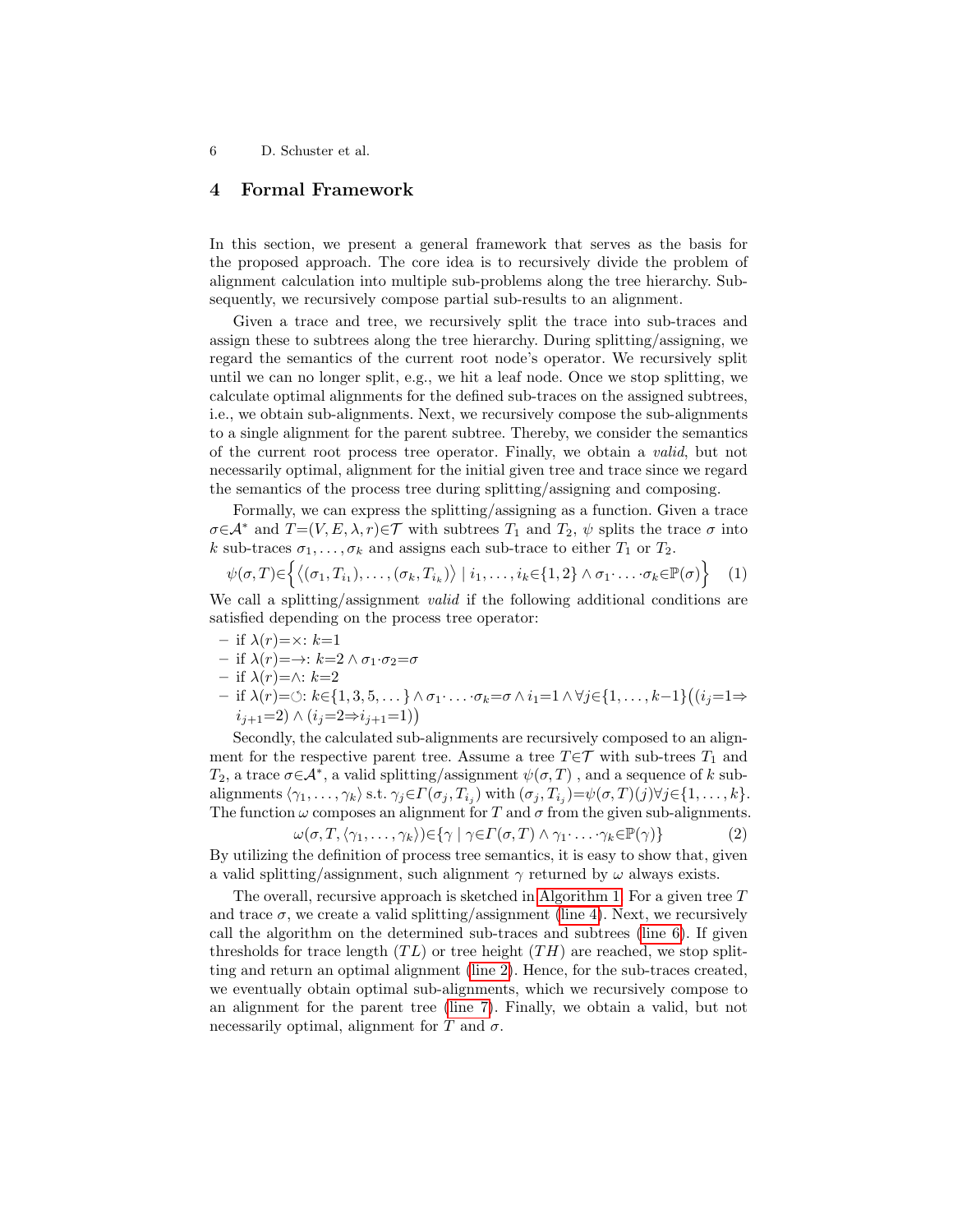## 4 Formal Framework

In this section, we present a general framework that serves as the basis for the proposed approach. The core idea is to recursively divide the problem of alignment calculation into multiple sub-problems along the tree hierarchy. Subsequently, we recursively compose partial sub-results to an alignment.

Given a trace and tree, we recursively split the trace into sub-traces and assign these to subtrees along the tree hierarchy. During splitting/assigning, we regard the semantics of the current root node's operator. We recursively split until we can no longer split, e.g., we hit a leaf node. Once we stop splitting, we calculate optimal alignments for the defined sub-traces on the assigned subtrees, i.e., we obtain sub-alignments. Next, we recursively compose the sub-alignments to a single alignment for the parent subtree. Thereby, we consider the semantics of the current root process tree operator. Finally, we obtain a *valid*, but not necessarily optimal, alignment for the initial given tree and trace since we regard the semantics of the process tree during splitting/assigning and composing.

Formally, we can express the splitting/assigning as a function. Given a trace $\sigma \in \mathcal{A}^*$ and $T=(V,E,\lambda,r) \in \mathcal{T}$ with subtrees $T_1$ and $T_2$, $\psi$ splits the trace $\sigma$ into $k$ sub-traces $\sigma_1, \dots, \sigma_k$ and assigns each sub-trace to either $T_1$ or $T_2$.

$$\psi(\sigma, T) \in \Big\{ \big\langle (\sigma_1, T_{i_1}), \dots, (\sigma_k, T_{i_k}) \big\rangle \mid i_1, \dots, i_k \in \{1,2\} \wedge \sigma_1 \cdot \ldots \cdot \sigma_k \in \mathbb{P}(\sigma) \Big\} \quad (1)$$

We call a splitting/assignment *valid* if the following additional conditions are satisfied depending on the process tree operator:

- if $\lambda(r) = \times$: $k=1$
- if $\lambda(r) = \rightarrow$: $k=2 \wedge \sigma_1 \cdot \sigma_2 = \sigma$
- if $\lambda(r) = \wedge$: $k=2$
- if $\lambda(r) = \circlearrowleft$: $k \in \{1,3,5,\dots\} \wedge \sigma_1 \cdot \ldots \cdot \sigma_k = \sigma \wedge i_1 = 1 \wedge \forall j \in \{1,\dots,k-1\} \big( (i_j = 1 \Rightarrow i_{j+1} = 2) \wedge (i_j = 2 \Rightarrow i_{j+1} = 1) \big)$

Secondly, the calculated sub-alignments are recursively composed to an alignment for the respective parent tree. Assume a tree $T \in \mathcal{T}$ with sub-trees $T_1$ and $T_2$, a trace $\sigma \in \mathcal{A}^*$, a valid splitting/assignment $\psi(\sigma, T)$ , and a sequence of $k$ sub-alignments $\langle \gamma_1, \dots, \gamma_k \rangle$ s.t. $\gamma_j \in \Gamma(\sigma_j, T_{i_j})$ with $(\sigma_j, T_{i_j}) = \psi(\sigma, T)(j) \forall j \in \{1, \dots, k\}$. The function $\omega$ composes an alignment for $T$ and $\sigma$ from the given sub-alignments.

$$\omega(\sigma, T, \langle \gamma_1, \dots, \gamma_k \rangle) \in \{ \gamma \mid \gamma \in \Gamma(\sigma, T) \wedge \gamma_1 \cdot \ldots \cdot \gamma_k \in \mathbb{P}(\gamma) \} \quad (2)$$

By utilizing the definition of process tree semantics, it is easy to show that, given a valid splitting/assignment, such alignment $\gamma$ returned by $\omega$ always exists.

The overall, recursive approach is sketched in Algorithm 1. For a given tree $T$ and trace $\sigma$, we create a valid splitting/assignment (line 4). Next, we recursively call the algorithm on the determined sub-traces and subtrees (line 6). If given thresholds for trace length ($TL$) or tree height ($TH$) are reached, we stop splitting and return an optimal alignment (line 2). Hence, for the sub-traces created, we eventually obtain optimal sub-alignments, which we recursively compose to an alignment for the parent tree (line 7). Finally, we obtain a valid, but not necessarily optimal, alignment for $T$ and $\sigma$.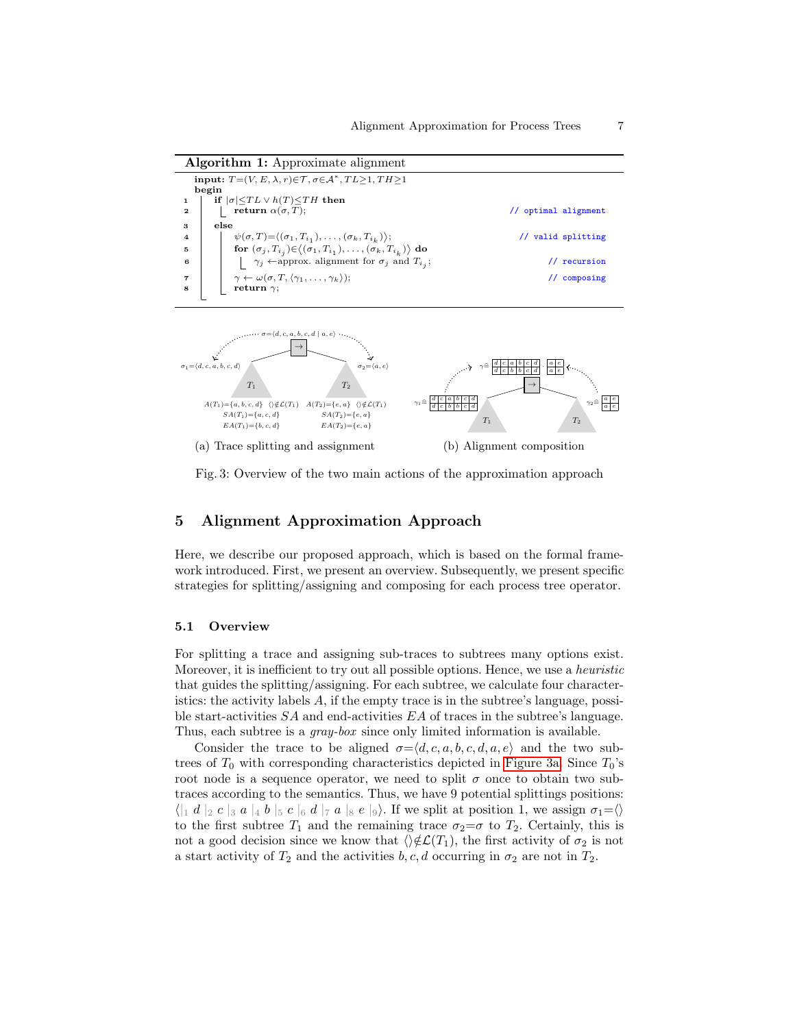**Algorithm 1:** Approximate alignment

```
  input: T=(V, E, λ, r)∈𝒯, σ∈𝒜*, TL≥1, TH≥1
  begin
1     if |σ|≤TL ∨ h(T)≤TH then
2         return α(σ, T);                                   // optimal alignment
3     else
4         ψ(σ, T)=⟨(σ_1, T_{i_1}), ..., (σ_k, T_{i_k})⟩;     // valid splitting
5         for (σ_j, T_{i_j})∈⟨(σ_1, T_{i_1}), ..., (σ_k, T_{i_k})⟩ do
6             γ_j ←approx. alignment for σ_j and T_{i_j};    // recursion
7         γ ← ω(σ, T, ⟨γ_1, ..., γ_k⟩);                      // composing
8         return γ;
```

(a) Trace splitting and assignment

(b) Alignment composition

Fig. 3: Overview of the two main actions of the approximation approach

## 5 Alignment Approximation Approach

Here, we describe our proposed approach, which is based on the formal framework introduced. First, we present an overview. Subsequently, we present specific strategies for splitting/assigning and composing for each process tree operator.

### 5.1 Overview

For splitting a trace and assigning sub-traces to subtrees many options exist. Moreover, it is inefficient to try out all possible options. Hence, we use a *heuristic* that guides the splitting/assigning. For each subtree, we calculate four characteristics: the activity labels $A$, if the empty trace is in the subtree's language, possible start-activities $SA$ and end-activities $EA$ of traces in the subtree's language. Thus, each subtree is a *gray-box* since only limited information is available.

Consider the trace to be aligned $\sigma{=}\langle d,c,a,b,c,d,a,e\rangle$ and the two subtrees of $T_0$ with corresponding characteristics depicted in Figure 3a. Since $T_0$'s root node is a sequence operator, we need to split $\sigma$ once to obtain two sub-traces according to the semantics. Thus, we have 9 potential splittings positions: $\langle |_1\ d\ |_2\ c\ |_3\ a\ |_4\ b\ |_5\ c\ |_6\ d\ |_7\ a\ |_8\ e\ |_9\rangle$. If we split at position 1, we assign $\sigma_1{=}\langle\rangle$ to the first subtree $T_1$ and the remaining trace $\sigma_2{=}\sigma$ to $T_2$. Certainly, this is not a good decision since we know that $\langle\rangle{\notin}\mathcal{L}(T_1)$, the first activity of $\sigma_2$ is not a start activity of $T_2$ and the activities $b,c,d$ occurring in $\sigma_2$ are not in $T_2$.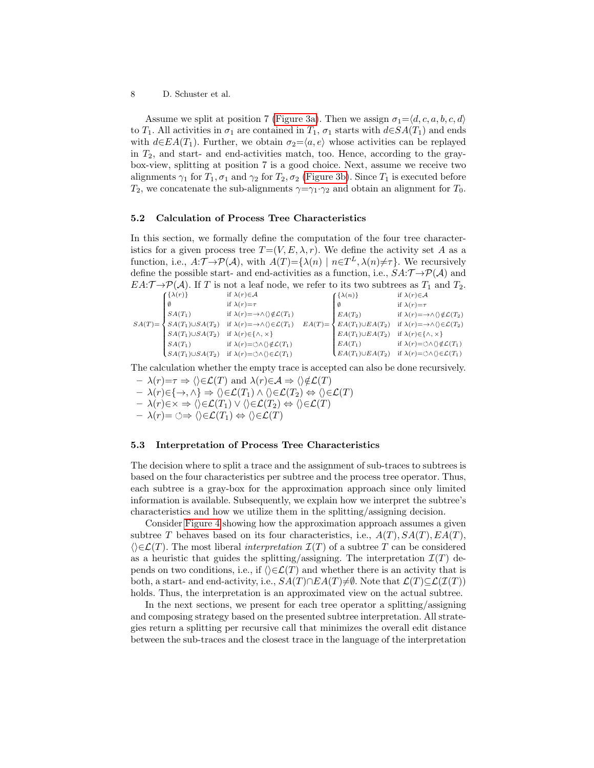Assume we split at position 7 (Figure 3a). Then we assign $\sigma_1 = \langle d, c, a, b, c, d \rangle$ to $T_1$. All activities in $\sigma_1$ are contained in $T_1$, $\sigma_1$ starts with $d \in SA(T_1)$ and ends with $d \in EA(T_1)$. Further, we obtain $\sigma_2 = \langle a, e \rangle$ whose activities can be replayed in $T_2$, and start- and end-activities match, too. Hence, according to the gray-box-view, splitting at position 7 is a good choice. Next, assume we receive two alignments $\gamma_1$ for $T_1, \sigma_1$ and $\gamma_2$ for $T_2, \sigma_2$ (Figure 3b). Since $T_1$ is executed before $T_2$, we concatenate the sub-alignments $\gamma = \gamma_1 \cdot \gamma_2$ and obtain an alignment for $T_0$.

### 5.2 Calculation of Process Tree Characteristics

In this section, we formally define the computation of the four tree characteristics for a given process tree $T = (V, E, \lambda, r)$. We define the activity set $A$ as a function, i.e., $A : \mathcal{T} \to \mathcal{P}(\mathcal{A})$, with $A(T) = \{\lambda(n) \mid n \in T^L, \lambda(n) \neq \tau\}$. We recursively define the possible start- and end-activities as a function, i.e., $SA : \mathcal{T} \to \mathcal{P}(\mathcal{A})$ and $EA : \mathcal{T} \to \mathcal{P}(\mathcal{A})$. If $T$ is not a leaf node, we refer to its two subtrees as $T_1$ and $T_2$.

$$SA(T) = \begin{cases} \{\lambda(r)\} & \text{if } \lambda(r) \in \mathcal{A} \\ \emptyset & \text{if } \lambda(r) = \tau \\ SA(T_1) & \text{if } \lambda(r) = \rightarrow \wedge \langle\rangle \notin \mathcal{L}(T_1) \\ SA(T_1) \cup SA(T_2) & \text{if } \lambda(r) = \rightarrow \wedge \langle\rangle \in \mathcal{L}(T_1) \\ SA(T_1) \cup SA(T_2) & \text{if } \lambda(r) \in \{\wedge, \times\} \\ SA(T_1) & \text{if } \lambda(r) = \circlearrowleft \wedge \langle\rangle \notin \mathcal{L}(T_1) \\ SA(T_1) \cup SA(T_2) & \text{if } \lambda(r) = \circlearrowleft \wedge \langle\rangle \in \mathcal{L}(T_1) \end{cases} \quad EA(T) = \begin{cases} \{\lambda(n)\} & \text{if } \lambda(r) \in \mathcal{A} \\ \emptyset & \text{if } \lambda(r) = \tau \\ EA(T_2) & \text{if } \lambda(r) = \rightarrow \wedge \langle\rangle \notin \mathcal{L}(T_2) \\ EA(T_1) \cup EA(T_2) & \text{if } \lambda(r) = \rightarrow \wedge \langle\rangle \in \mathcal{L}(T_2) \\ EA(T_1) \cup EA(T_2) & \text{if } \lambda(r) \in \{\wedge, \times\} \\ EA(T_1) & \text{if } \lambda(r) = \circlearrowleft \wedge \langle\rangle \notin \mathcal{L}(T_1) \\ EA(T_1) \cup EA(T_2) & \text{if } \lambda(r) = \circlearrowleft \wedge \langle\rangle \in \mathcal{L}(T_1) \end{cases}$$

The calculation whether the empty trace is accepted can also be done recursively.

- $\lambda(r) = \tau \Rightarrow \langle\rangle \in \mathcal{L}(T)$ and $\lambda(r) \in \mathcal{A} \Rightarrow \langle\rangle \notin \mathcal{L}(T)$
- $\lambda(r) \in \{\rightarrow, \wedge\} \Rightarrow \langle\rangle \in \mathcal{L}(T_1) \wedge \langle\rangle \in \mathcal{L}(T_2) \Leftrightarrow \langle\rangle \in \mathcal{L}(T)$
- $\lambda(r) \in \times \Rightarrow \langle\rangle \in \mathcal{L}(T_1) \vee \langle\rangle \in \mathcal{L}(T_2) \Leftrightarrow \langle\rangle \in \mathcal{L}(T)$
- $\lambda(r) = \circlearrowleft \Rightarrow \langle\rangle \in \mathcal{L}(T_1) \Leftrightarrow \langle\rangle \in \mathcal{L}(T)$

### 5.3 Interpretation of Process Tree Characteristics

The decision where to split a trace and the assignment of sub-traces to subtrees is based on the four characteristics per subtree and the process tree operator. Thus, each subtree is a gray-box for the approximation approach since only limited information is available. Subsequently, we explain how we interpret the subtree's characteristics and how we utilize them in the splitting/assigning decision.

Consider Figure 4 showing how the approximation approach assumes a given subtree $T$ behaves based on its four characteristics, i.e., $A(T), SA(T), EA(T)$, $\langle\rangle \in \mathcal{L}(T)$. The most liberal *interpretation* $\mathcal{I}(T)$ of a subtree $T$ can be considered as a heuristic that guides the splitting/assigning. The interpretation $\mathcal{I}(T)$ depends on two conditions, i.e., if $\langle\rangle \in \mathcal{L}(T)$ and whether there is an activity that is both, a start- and end-activity, i.e., $SA(T) \cap EA(T) \neq \emptyset$. Note that $\mathcal{L}(T) \subseteq \mathcal{L}(\mathcal{I}(T))$ holds. Thus, the interpretation is an approximated view on the actual subtree.

In the next sections, we present for each tree operator a splitting/assigning and composing strategy based on the presented subtree interpretation. All strategies return a splitting per recursive call that minimizes the overall edit distance between the sub-traces and the closest trace in the language of the interpretation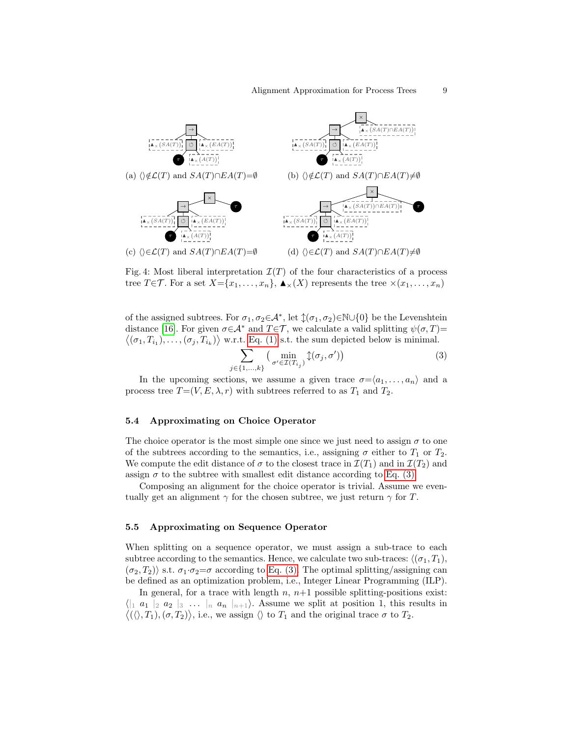(a) $\langle\rangle \notin \mathcal{L}(T)$ and $SA(T) \cap EA(T) = \emptyset$

(b) $\langle\rangle \notin \mathcal{L}(T)$ and $SA(T) \cap EA(T) \neq \emptyset$

(c) $\langle\rangle \in \mathcal{L}(T)$ and $SA(T) \cap EA(T) = \emptyset$

(d) $\langle\rangle \in \mathcal{L}(T)$ and $SA(T) \cap EA(T) \neq \emptyset$

Fig. 4: Most liberal interpretation $\mathcal{I}(T)$ of the four characteristics of a process tree $T \in \mathcal{T}$. For a set $X = \{x_1, \ldots, x_n\}$, $\blacktriangle_{\times}(X)$ represents the tree $\times(x_1, \ldots, x_n)$

of the assigned subtrees. For $\sigma_1, \sigma_2 \in \mathcal{A}^*$, let $\updownarrow(\sigma_1, \sigma_2) \in \mathbb{N} \cup \{0\}$ be the Levenshtein distance [16]. For given $\sigma \in \mathcal{A}^*$ and $T \in \mathcal{T}$, we calculate a valid splitting $\psi(\sigma, T) = \langle(\sigma_1, T_{i_1}), \ldots, (\sigma_j, T_{i_k})\rangle$ w.r.t. Eq. (1) s.t. the sum depicted below is minimal.

$$\sum_{j \in \{1,\ldots,k\}} \Big( \min_{\sigma' \in \mathcal{I}(T_{i_j})} \updownarrow(\sigma_j, \sigma') \Big) \tag{3}$$

In the upcoming sections, we assume a given trace $\sigma = \langle a_1, \ldots, a_n \rangle$ and a process tree $T = (V, E, \lambda, r)$ with subtrees referred to as $T_1$ and $T_2$.

### 5.4 Approximating on Choice Operator

The choice operator is the most simple one since we just need to assign $\sigma$ to one of the subtrees according to the semantics, i.e., assigning $\sigma$ either to $T_1$ or $T_2$. We compute the edit distance of $\sigma$ to the closest trace in $\mathcal{I}(T_1)$ and in $\mathcal{I}(T_2)$ and assign $\sigma$ to the subtree with smallest edit distance according to Eq. (3).

Composing an alignment for the choice operator is trivial. Assume we eventually get an alignment $\gamma$ for the chosen subtree, we just return $\gamma$ for $T$.

### 5.5 Approximating on Sequence Operator

When splitting on a sequence operator, we must assign a sub-trace to each subtree according to the semantics. Hence, we calculate two sub-traces: $\langle(\sigma_1, T_1), (\sigma_2, T_2)\rangle$ s.t. $\sigma_1 \cdot \sigma_2 = \sigma$ according to Eq. (3). The optimal splitting/assigning can be defined as an optimization problem, i.e., Integer Linear Programming (ILP).

In general, for a trace with length $n$, $n+1$ possible splitting-positions exist: $\langle |_1\ a_1\ |_2\ a_2\ |_3\ \ldots\ |_n\ a_n\ |_{n+1} \rangle$. Assume we split at position 1, this results in $\langle(\langle\rangle, T_1), (\sigma, T_2)\rangle$, i.e., we assign $\langle\rangle$ to $T_1$ and the original trace $\sigma$ to $T_2$.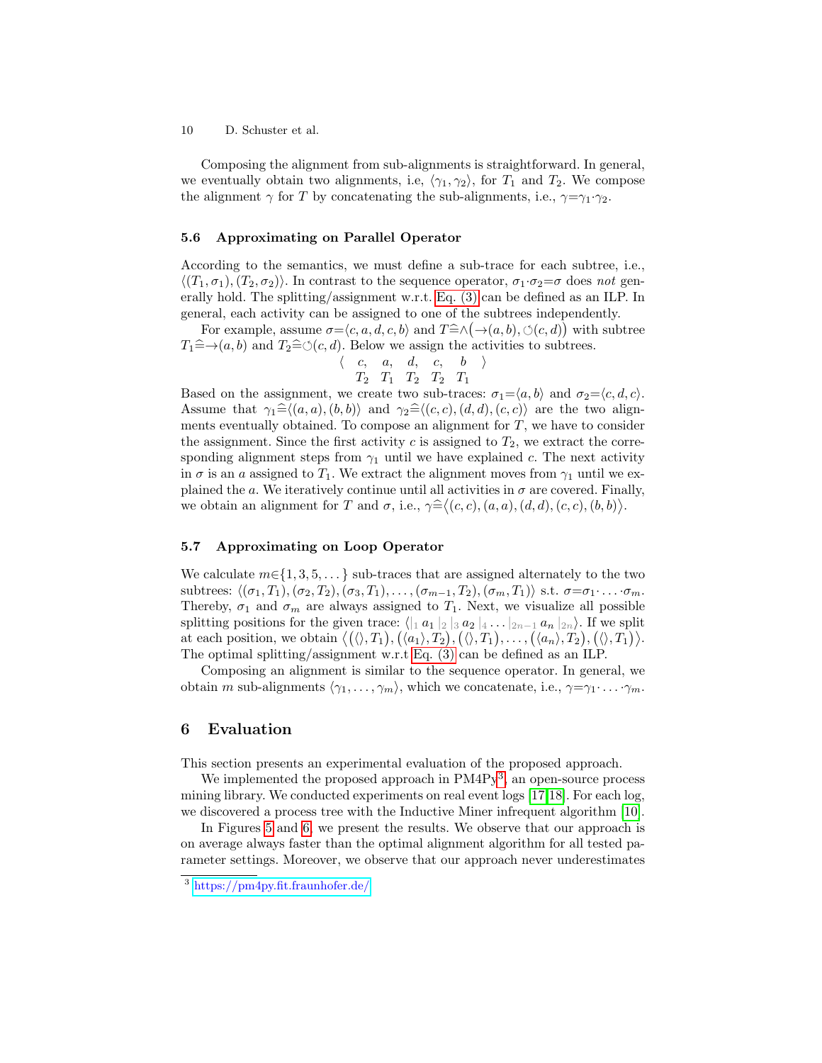Composing the alignment from sub-alignments is straightforward. In general, we eventually obtain two alignments, i.e, $\langle \gamma_1, \gamma_2 \rangle$, for $T_1$ and $T_2$. We compose the alignment $\gamma$ for $T$ by concatenating the sub-alignments, i.e., $\gamma = \gamma_1 \cdot \gamma_2$.

### 5.6 Approximating on Parallel Operator

According to the semantics, we must define a sub-trace for each subtree, i.e., $\langle (T_1, \sigma_1), (T_2, \sigma_2) \rangle$. In contrast to the sequence operator, $\sigma_1 \cdot \sigma_2 = \sigma$ does *not* generally hold. The splitting/assignment w.r.t. Eq. (3) can be defined as an ILP. In general, each activity can be assigned to one of the subtrees independently.

For example, assume $\sigma = \langle c, a, d, c, b \rangle$ and $T \widehat{=} \wedge\big(\rightarrow(a,b), \circlearrowleft(c,d)\big)$ with subtree $T_1 \widehat{=} \rightarrow(a,b)$ and $T_2 \widehat{=} \circlearrowleft(c,d)$. Below we assign the activities to subtrees.

$$\begin{matrix} \langle & c, & a, & d, & c, & b & \rangle \\ & T_2 & T_1 & T_2 & T_2 & T_1 & \end{matrix}$$

Based on the assignment, we create two sub-traces: $\sigma_1 = \langle a, b \rangle$ and $\sigma_2 = \langle c, d, c \rangle$. Assume that $\gamma_1 \widehat{=} \langle (a,a), (b,b) \rangle$ and $\gamma_2 \widehat{=} \langle (c,c), (d,d), (c,c) \rangle$ are the two alignments eventually obtained. To compose an alignment for $T$, we have to consider the assignment. Since the first activity $c$ is assigned to $T_2$, we extract the corresponding alignment steps from $\gamma_1$ until we have explained $c$. The next activity in $\sigma$ is an $a$ assigned to $T_1$. We extract the alignment moves from $\gamma_1$ until we explained the $a$. We iteratively continue until all activities in $\sigma$ are covered. Finally, we obtain an alignment for $T$ and $\sigma$, i.e., $\gamma \widehat{=} \big\langle (c,c), (a,a), (d,d), (c,c), (b,b) \big\rangle$.

### 5.7 Approximating on Loop Operator

We calculate $m \in \{1, 3, 5, \dots\}$ sub-traces that are assigned alternately to the two subtrees: $\langle (\sigma_1, T_1), (\sigma_2, T_2), (\sigma_3, T_1), \dots, (\sigma_{m-1}, T_2), (\sigma_m, T_1) \rangle$ s.t. $\sigma = \sigma_1 \cdot \ldots \cdot \sigma_m$. Thereby, $\sigma_1$ and $\sigma_m$ are always assigned to $T_1$. Next, we visualize all possible splitting positions for the given trace: $\langle |_1\, a_1\, |_2\, |_3\, a_2\, |_4 \dots |_{2n-1}\, a_n\, |_{2n} \rangle$. If we split at each position, we obtain $\big\langle \big(\langle\rangle, T_1\big), \big(\langle a_1 \rangle, T_2\big), \big(\langle\rangle, T_1\big), \dots, \big(\langle a_n \rangle, T_2\big), \big(\langle\rangle, T_1\big) \big\rangle$. The optimal splitting/assignment w.r.t Eq. (3) can be defined as an ILP.

Composing an alignment is similar to the sequence operator. In general, we obtain $m$ sub-alignments $\langle \gamma_1, \dots, \gamma_m \rangle$, which we concatenate, i.e., $\gamma = \gamma_1 \cdot \ldots \cdot \gamma_m$.

## 6 Evaluation

This section presents an experimental evaluation of the proposed approach.

We implemented the proposed approach in PM4Py[3], an open-source process mining library. We conducted experiments on real event logs [17,18]. For each log, we discovered a process tree with the Inductive Miner infrequent algorithm [10].

In Figures 5 and 6, we present the results. We observe that our approach is on average always faster than the optimal alignment algorithm for all tested parameter settings. Moreover, we observe that our approach never underestimates

[3] https://pm4py.fit.fraunhofer.de/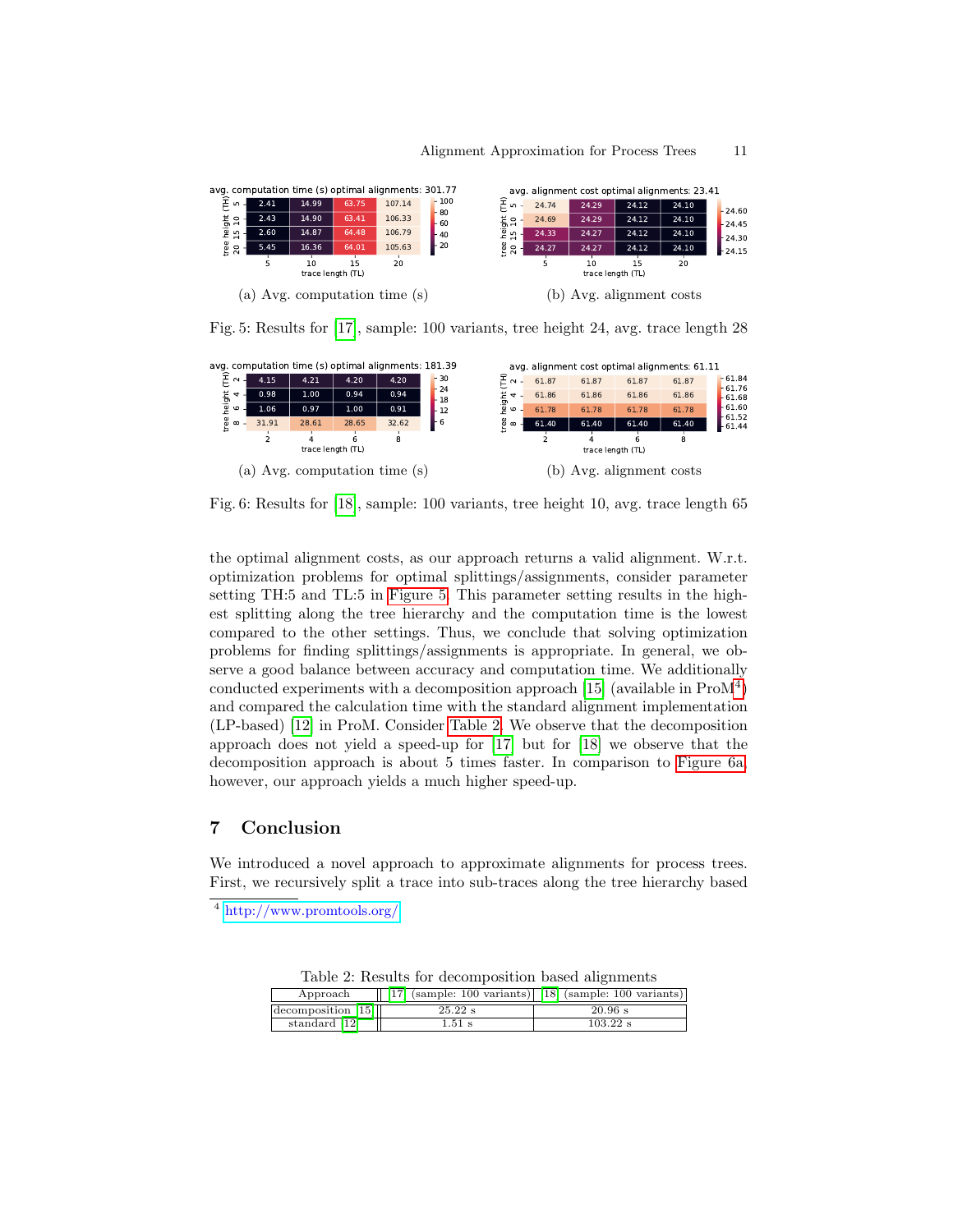avg. computation time (s) optimal alignments: 301.77

| tree height (TH) \ trace length (TL) | 5 | 10 | 15 | 20 |
|---|---|---|---|---|
| 5 | 2.41 | 14.99 | 63.75 | 107.14 |
| 10 | 2.43 | 14.90 | 63.41 | 106.33 |
| 15 | 2.60 | 14.87 | 64.48 | 106.79 |
| 20 | 5.45 | 16.36 | 64.01 | 105.63 |

(a) Avg. computation time (s)

avg. alignment cost optimal alignments: 23.41

| tree height (TH) \ trace length (TL) | 5 | 10 | 15 | 20 |
|---|---|---|---|---|
| 5 | 24.74 | 24.29 | 24.12 | 24.10 |
| 10 | 24.69 | 24.29 | 24.12 | 24.10 |
| 15 | 24.33 | 24.27 | 24.12 | 24.10 |
| 20 | 24.27 | 24.27 | 24.12 | 24.10 |

(b) Avg. alignment costs

Fig. 5: Results for [17], sample: 100 variants, tree height 24, avg. trace length 28

avg. computation time (s) optimal alignments: 181.39

| tree height (TH) \ trace length (TL) | 2 | 4 | 6 | 8 |
|---|---|---|---|---|
| 2 | 4.15 | 4.21 | 4.20 | 4.20 |
| 4 | 0.98 | 1.00 | 0.94 | 0.94 |
| 6 | 1.06 | 0.97 | 1.00 | 0.91 |
| 8 | 31.91 | 28.61 | 28.65 | 32.62 |

(a) Avg. computation time (s)

avg. alignment cost optimal alignments: 61.11

| tree height (TH) \ trace length (TL) | 2 | 4 | 6 | 8 |
|---|---|---|---|---|
| 2 | 61.87 | 61.87 | 61.87 | 61.87 |
| 4 | 61.86 | 61.86 | 61.86 | 61.86 |
| 6 | 61.78 | 61.78 | 61.78 | 61.78 |
| 8 | 61.40 | 61.40 | 61.40 | 61.40 |

(b) Avg. alignment costs

Fig. 6: Results for [18], sample: 100 variants, tree height 10, avg. trace length 65

the optimal alignment costs, as our approach returns a valid alignment. W.r.t. optimization problems for optimal splittings/assignments, consider parameter setting TH:5 and TL:5 in Figure 5. This parameter setting results in the highest splitting along the tree hierarchy and the computation time is the lowest compared to the other settings. Thus, we conclude that solving optimization problems for finding splittings/assignments is appropriate. In general, we observe a good balance between accuracy and computation time. We additionally conducted experiments with a decomposition approach [15] (available in ProM[4]) and compared the calculation time with the standard alignment implementation (LP-based) [12] in ProM. Consider Table 2. We observe that the decomposition approach does not yield a speed-up for [17] but for [18] we observe that the decomposition approach is about 5 times faster. In comparison to Figure 6a, however, our approach yields a much higher speed-up.

## 7 Conclusion

We introduced a novel approach to approximate alignments for process trees. First, we recursively split a trace into sub-traces along the tree hierarchy based

[4] http://www.promtools.org/

Table 2: Results for decomposition based alignments

| Approach | [17] (sample: 100 variants) | [18] (sample: 100 variants) |
|---|---|---|
| decomposition [15] | 25.22 s | 20.96 s |
| standard [12] | 1.51 s | 103.22 s |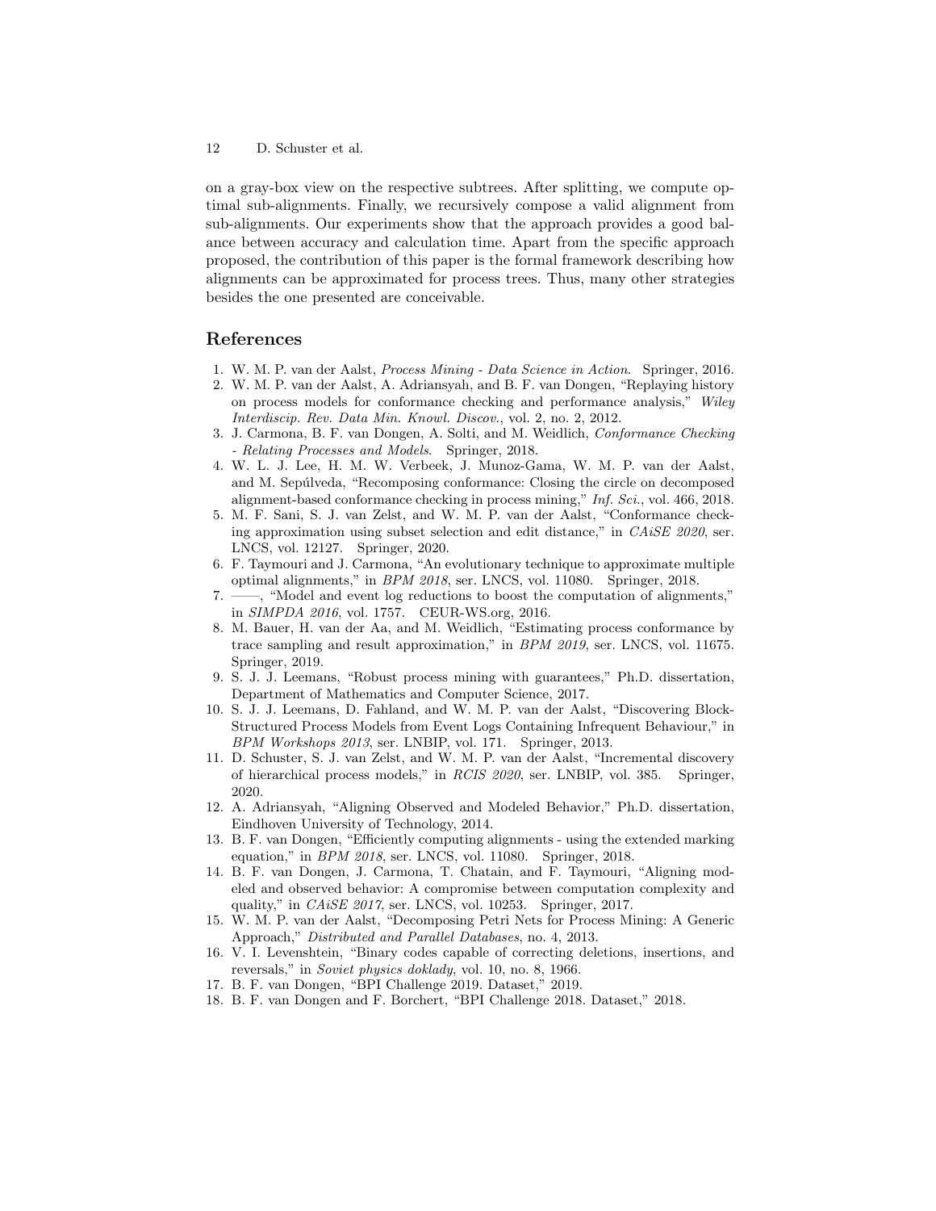on a gray-box view on the respective subtrees. After splitting, we compute optimal sub-alignments. Finally, we recursively compose a valid alignment from sub-alignments. Our experiments show that the approach provides a good balance between accuracy and calculation time. Apart from the specific approach proposed, the contribution of this paper is the formal framework describing how alignments can be approximated for process trees. Thus, many other strategies besides the one presented are conceivable.

## References

1. W. M. P. van der Aalst, *Process Mining - Data Science in Action*. Springer, 2016.
2. W. M. P. van der Aalst, A. Adriansyah, and B. F. van Dongen, "Replaying history on process models for conformance checking and performance analysis," *Wiley Interdiscip. Rev. Data Min. Knowl. Discov.*, vol. 2, no. 2, 2012.
3. J. Carmona, B. F. van Dongen, A. Solti, and M. Weidlich, *Conformance Checking - Relating Processes and Models*. Springer, 2018.
4. W. L. J. Lee, H. M. W. Verbeek, J. Munoz-Gama, W. M. P. van der Aalst, and M. Sepúlveda, "Recomposing conformance: Closing the circle on decomposed alignment-based conformance checking in process mining," *Inf. Sci.*, vol. 466, 2018.
5. M. F. Sani, S. J. van Zelst, and W. M. P. van der Aalst, "Conformance checking approximation using subset selection and edit distance," in *CAiSE 2020*, ser. LNCS, vol. 12127. Springer, 2020.
6. F. Taymouri and J. Carmona, "An evolutionary technique to approximate multiple optimal alignments," in *BPM 2018*, ser. LNCS, vol. 11080. Springer, 2018.
7. ——, "Model and event log reductions to boost the computation of alignments," in *SIMPDA 2016*, vol. 1757. CEUR-WS.org, 2016.
8. M. Bauer, H. van der Aa, and M. Weidlich, "Estimating process conformance by trace sampling and result approximation," in *BPM 2019*, ser. LNCS, vol. 11675. Springer, 2019.
9. S. J. J. Leemans, "Robust process mining with guarantees," Ph.D. dissertation, Department of Mathematics and Computer Science, 2017.
10. S. J. J. Leemans, D. Fahland, and W. M. P. van der Aalst, "Discovering Block-Structured Process Models from Event Logs Containing Infrequent Behaviour," in *BPM Workshops 2013*, ser. LNBIP, vol. 171. Springer, 2013.
11. D. Schuster, S. J. van Zelst, and W. M. P. van der Aalst, "Incremental discovery of hierarchical process models," in *RCIS 2020*, ser. LNBIP, vol. 385. Springer, 2020.
12. A. Adriansyah, "Aligning Observed and Modeled Behavior," Ph.D. dissertation, Eindhoven University of Technology, 2014.
13. B. F. van Dongen, "Efficiently computing alignments - using the extended marking equation," in *BPM 2018*, ser. LNCS, vol. 11080. Springer, 2018.
14. B. F. van Dongen, J. Carmona, T. Chatain, and F. Taymouri, "Aligning modeled and observed behavior: A compromise between computation complexity and quality," in *CAiSE 2017*, ser. LNCS, vol. 10253. Springer, 2017.
15. W. M. P. van der Aalst, "Decomposing Petri Nets for Process Mining: A Generic Approach," *Distributed and Parallel Databases*, no. 4, 2013.
16. V. I. Levenshtein, "Binary codes capable of correcting deletions, insertions, and reversals," in *Soviet physics doklady*, vol. 10, no. 8, 1966.
17. B. F. van Dongen, "BPI Challenge 2019. Dataset," 2019.
18. B. F. van Dongen and F. Borchert, "BPI Challenge 2018. Dataset," 2018.